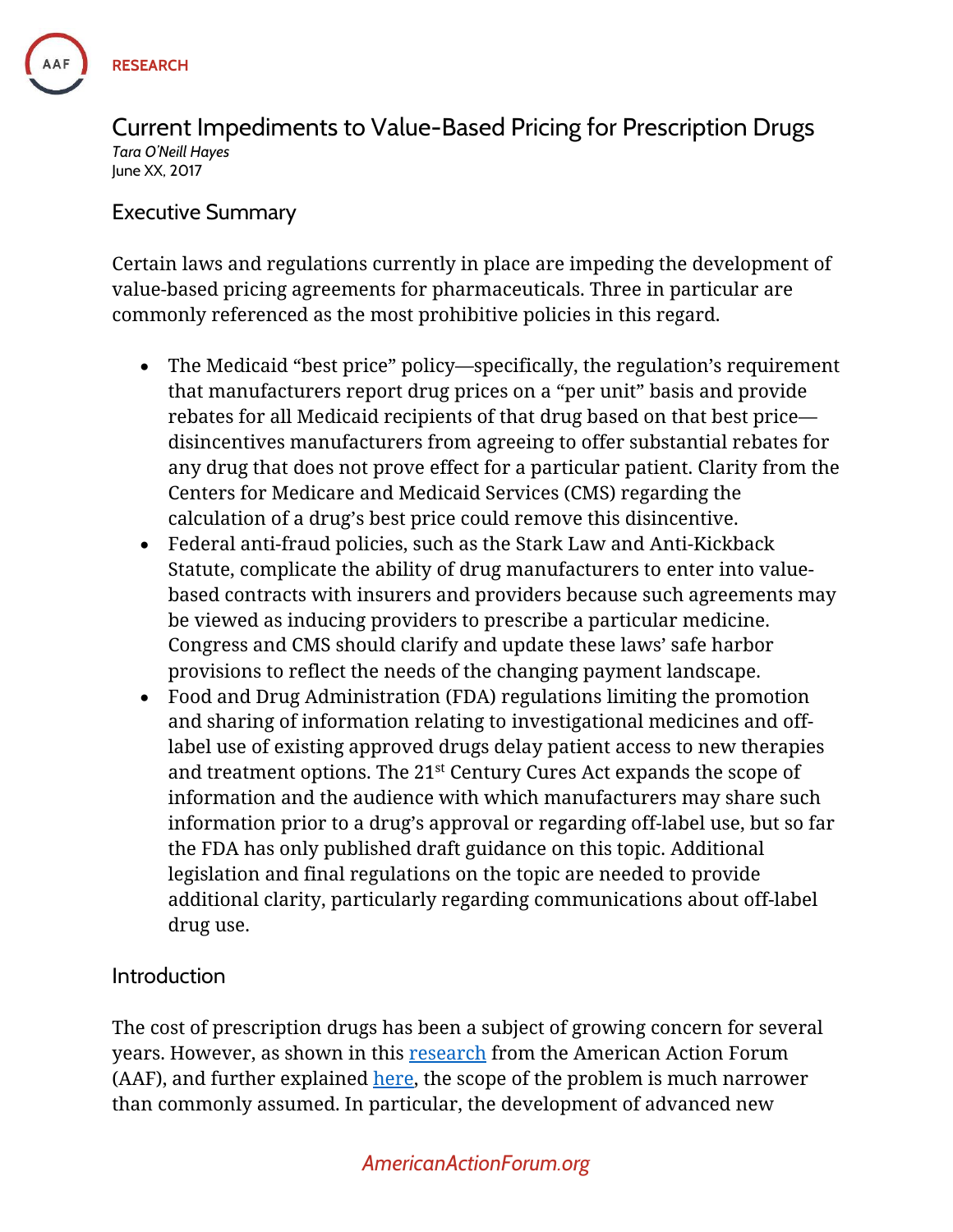RESEARCH

# Current Impediments to Value-Based Pricing for Prescription Drugs

*Tara O'Neill Hayes*

June XX, 2017

## Executive Summary

Certain laws and regulations currently in place are impeding the development of value-based pricing agreements for pharmaceuticals. Three in particular are commonly referenced as the most prohibitive policies in this regard.

- The Medicaid "best price" policy—specifically, the regulation's requirement that manufacturers report drug prices on a "per unit" basis and provide rebates for all Medicaid recipients of that drug based on that best price—disincentives manufacturers from agreeing to offer substantial rebates for any drug that does not prove effect for a particular patient. Clarity from the Centers for Medicare and Medicaid Services (CMS) regarding the calculation of a drug's best price could remove this disincentive.
- Federal anti-fraud policies, such as the Stark Law and Anti-Kickback Statute, complicate the ability of drug manufacturers to enter into value-based contracts with insurers and providers because such agreements may be viewed as inducing providers to prescribe a particular medicine. Congress and CMS should clarify and update these laws' safe harbor provisions to reflect the needs of the changing payment landscape.
- Food and Drug Administration (FDA) regulations limiting the promotion and sharing of information relating to investigational medicines and off-label use of existing approved drugs delay patient access to new therapies and treatment options. The 21st Century Cures Act expands the scope of information and the audience with which manufacturers may share such information prior to a drug's approval or regarding off-label use, but so far the FDA has only published draft guidance on this topic. Additional legislation and final regulations on the topic are needed to provide additional clarity, particularly regarding communications about off-label drug use.

## Introduction

The cost of prescription drugs has been a subject of growing concern for several years. However, as shown in this research from the American Action Forum (AAF), and further explained here, the scope of the problem is much narrower than commonly assumed. In particular, the development of advanced new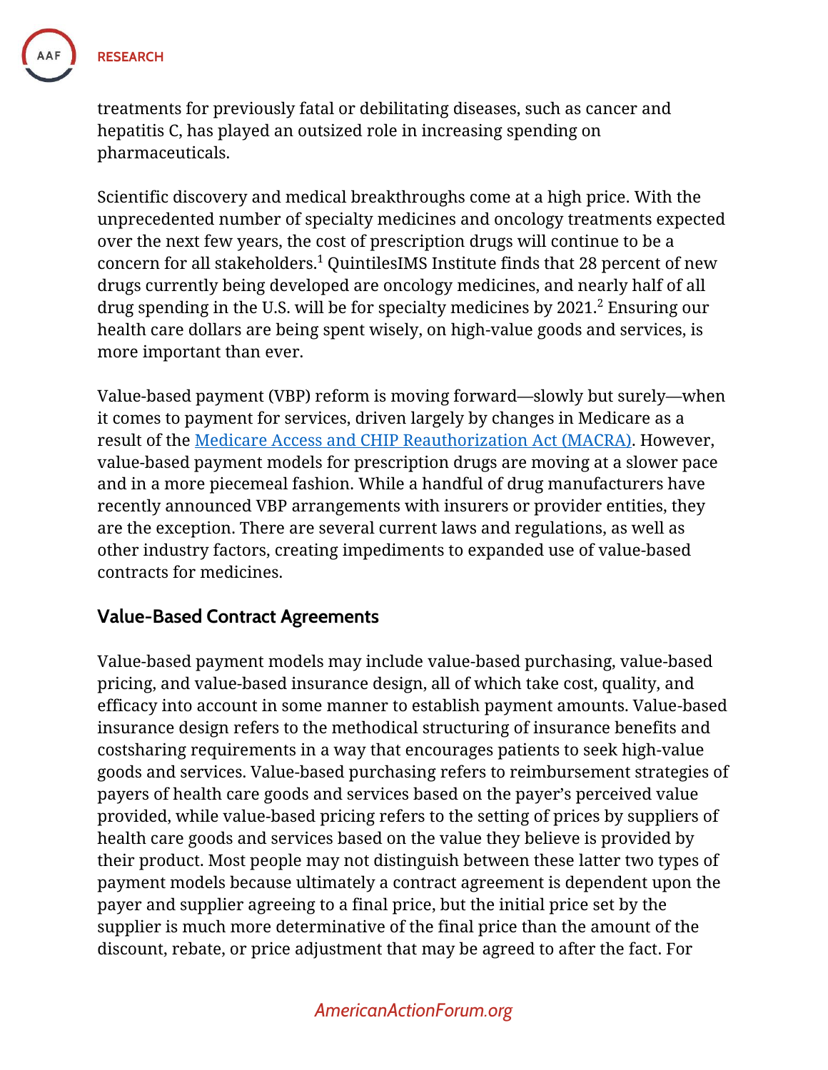treatments for previously fatal or debilitating diseases, such as cancer and hepatitis C, has played an outsized role in increasing spending on pharmaceuticals.

Scientific discovery and medical breakthroughs come at a high price. With the unprecedented number of specialty medicines and oncology treatments expected over the next few years, the cost of prescription drugs will continue to be a concern for all stakeholders.[1] QuintilesIMS Institute finds that 28 percent of new drugs currently being developed are oncology medicines, and nearly half of all drug spending in the U.S. will be for specialty medicines by 2021.[2] Ensuring our health care dollars are being spent wisely, on high-value goods and services, is more important than ever.

Value-based payment (VBP) reform is moving forward—slowly but surely—when it comes to payment for services, driven largely by changes in Medicare as a result of the [Medicare Access and CHIP Reauthorization Act (MACRA)](). However, value-based payment models for prescription drugs are moving at a slower pace and in a more piecemeal fashion. While a handful of drug manufacturers have recently announced VBP arrangements with insurers or provider entities, they are the exception. There are several current laws and regulations, as well as other industry factors, creating impediments to expanded use of value-based contracts for medicines.

## Value-Based Contract Agreements

Value-based payment models may include value-based purchasing, value-based pricing, and value-based insurance design, all of which take cost, quality, and efficacy into account in some manner to establish payment amounts. Value-based insurance design refers to the methodical structuring of insurance benefits and costsharing requirements in a way that encourages patients to seek high-value goods and services. Value-based purchasing refers to reimbursement strategies of payers of health care goods and services based on the payer's perceived value provided, while value-based pricing refers to the setting of prices by suppliers of health care goods and services based on the value they believe is provided by their product. Most people may not distinguish between these latter two types of payment models because ultimately a contract agreement is dependent upon the payer and supplier agreeing to a final price, but the initial price set by the supplier is much more determinative of the final price than the amount of the discount, rebate, or price adjustment that may be agreed to after the fact. For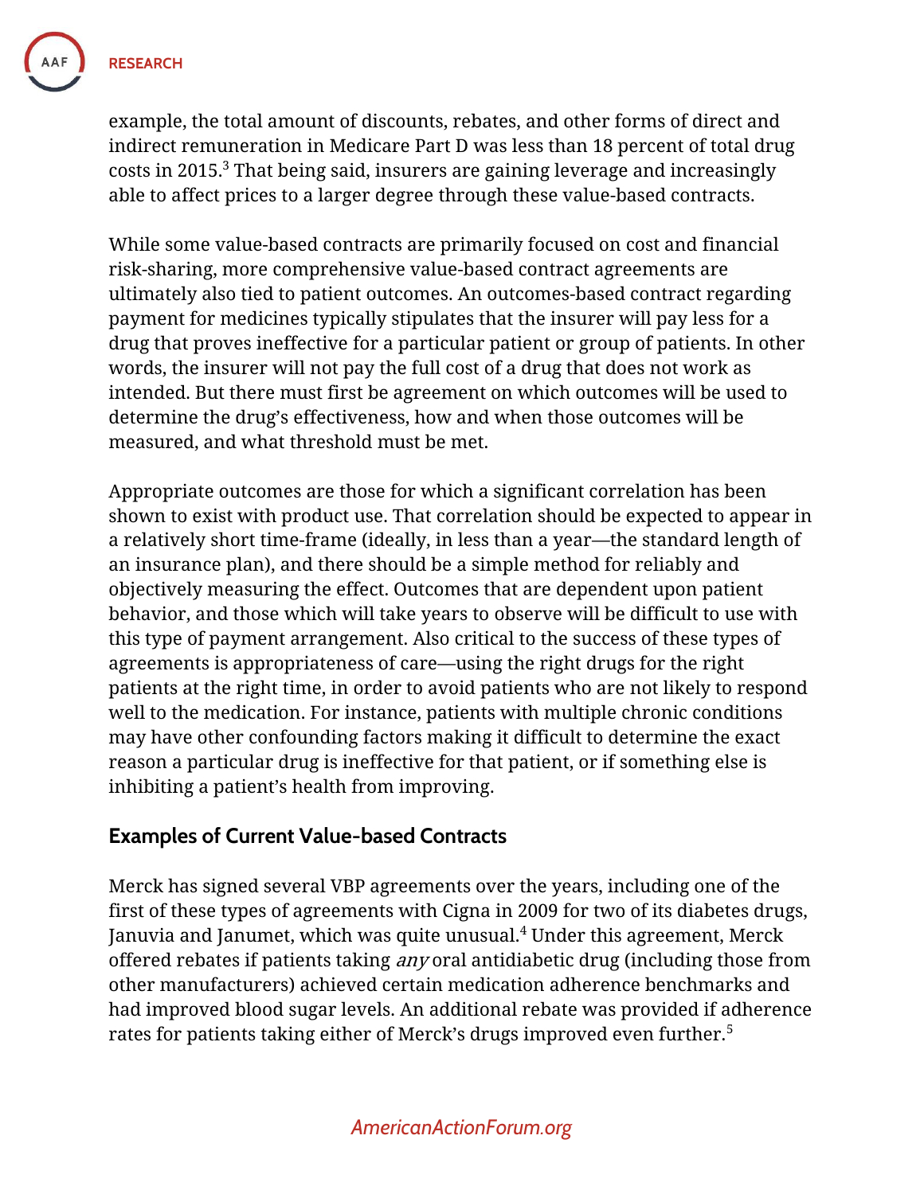example, the total amount of discounts, rebates, and other forms of direct and indirect remuneration in Medicare Part D was less than 18 percent of total drug costs in 2015.[3] That being said, insurers are gaining leverage and increasingly able to affect prices to a larger degree through these value-based contracts.

While some value-based contracts are primarily focused on cost and financial risk-sharing, more comprehensive value-based contract agreements are ultimately also tied to patient outcomes. An outcomes-based contract regarding payment for medicines typically stipulates that the insurer will pay less for a drug that proves ineffective for a particular patient or group of patients. In other words, the insurer will not pay the full cost of a drug that does not work as intended. But there must first be agreement on which outcomes will be used to determine the drug's effectiveness, how and when those outcomes will be measured, and what threshold must be met.

Appropriate outcomes are those for which a significant correlation has been shown to exist with product use. That correlation should be expected to appear in a relatively short time-frame (ideally, in less than a year—the standard length of an insurance plan), and there should be a simple method for reliably and objectively measuring the effect. Outcomes that are dependent upon patient behavior, and those which will take years to observe will be difficult to use with this type of payment arrangement. Also critical to the success of these types of agreements is appropriateness of care—using the right drugs for the right patients at the right time, in order to avoid patients who are not likely to respond well to the medication. For instance, patients with multiple chronic conditions may have other confounding factors making it difficult to determine the exact reason a particular drug is ineffective for that patient, or if something else is inhibiting a patient's health from improving.

## Examples of Current Value-based Contracts

Merck has signed several VBP agreements over the years, including one of the first of these types of agreements with Cigna in 2009 for two of its diabetes drugs, Januvia and Janumet, which was quite unusual.[4] Under this agreement, Merck offered rebates if patients taking *any* oral antidiabetic drug (including those from other manufacturers) achieved certain medication adherence benchmarks and had improved blood sugar levels. An additional rebate was provided if adherence rates for patients taking either of Merck's drugs improved even further.[5]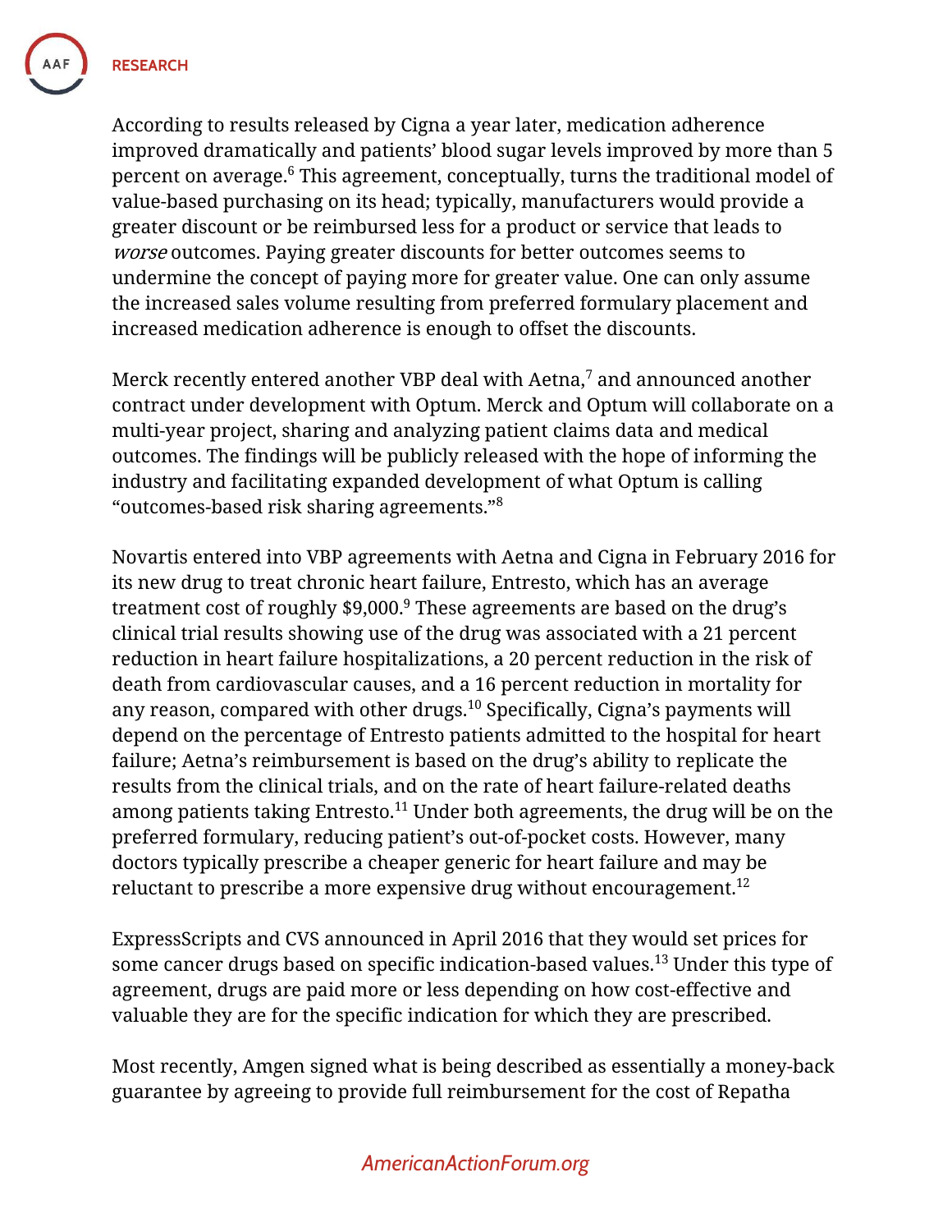According to results released by Cigna a year later, medication adherence improved dramatically and patients' blood sugar levels improved by more than 5 percent on average.[6] This agreement, conceptually, turns the traditional model of value-based purchasing on its head; typically, manufacturers would provide a greater discount or be reimbursed less for a product or service that leads to *worse* outcomes. Paying greater discounts for better outcomes seems to undermine the concept of paying more for greater value. One can only assume the increased sales volume resulting from preferred formulary placement and increased medication adherence is enough to offset the discounts.

Merck recently entered another VBP deal with Aetna,[7] and announced another contract under development with Optum. Merck and Optum will collaborate on a multi-year project, sharing and analyzing patient claims data and medical outcomes. The findings will be publicly released with the hope of informing the industry and facilitating expanded development of what Optum is calling "outcomes-based risk sharing agreements."[8]

Novartis entered into VBP agreements with Aetna and Cigna in February 2016 for its new drug to treat chronic heart failure, Entresto, which has an average treatment cost of roughly $9,000.[9] These agreements are based on the drug's clinical trial results showing use of the drug was associated with a 21 percent reduction in heart failure hospitalizations, a 20 percent reduction in the risk of death from cardiovascular causes, and a 16 percent reduction in mortality for any reason, compared with other drugs.[10] Specifically, Cigna's payments will depend on the percentage of Entresto patients admitted to the hospital for heart failure; Aetna's reimbursement is based on the drug's ability to replicate the results from the clinical trials, and on the rate of heart failure-related deaths among patients taking Entresto.[11] Under both agreements, the drug will be on the preferred formulary, reducing patient's out-of-pocket costs. However, many doctors typically prescribe a cheaper generic for heart failure and may be reluctant to prescribe a more expensive drug without encouragement.[12]

ExpressScripts and CVS announced in April 2016 that they would set prices for some cancer drugs based on specific indication-based values.[13] Under this type of agreement, drugs are paid more or less depending on how cost-effective and valuable they are for the specific indication for which they are prescribed.

Most recently, Amgen signed what is being described as essentially a money-back guarantee by agreeing to provide full reimbursement for the cost of Repatha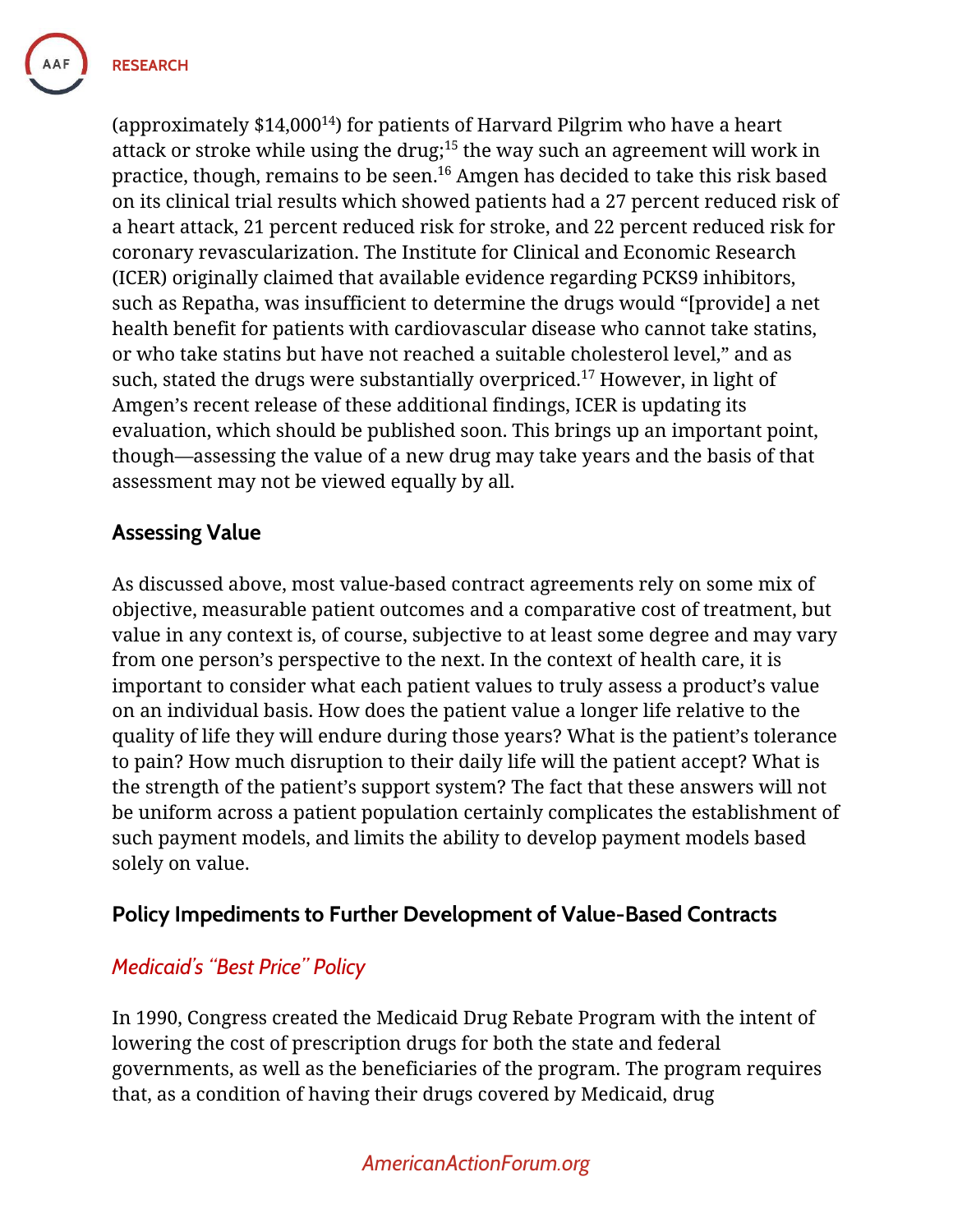(approximately $14,000[14]) for patients of Harvard Pilgrim who have a heart attack or stroke while using the drug;[15] the way such an agreement will work in practice, though, remains to be seen.[16] Amgen has decided to take this risk based on its clinical trial results which showed patients had a 27 percent reduced risk of a heart attack, 21 percent reduced risk for stroke, and 22 percent reduced risk for coronary revascularization. The Institute for Clinical and Economic Research (ICER) originally claimed that available evidence regarding PCKS9 inhibitors, such as Repatha, was insufficient to determine the drugs would "[provide] a net health benefit for patients with cardiovascular disease who cannot take statins, or who take statins but have not reached a suitable cholesterol level," and as such, stated the drugs were substantially overpriced.[17] However, in light of Amgen's recent release of these additional findings, ICER is updating its evaluation, which should be published soon. This brings up an important point, though—assessing the value of a new drug may take years and the basis of that assessment may not be viewed equally by all.

## Assessing Value

As discussed above, most value-based contract agreements rely on some mix of objective, measurable patient outcomes and a comparative cost of treatment, but value in any context is, of course, subjective to at least some degree and may vary from one person's perspective to the next. In the context of health care, it is important to consider what each patient values to truly assess a product's value on an individual basis. How does the patient value a longer life relative to the quality of life they will endure during those years? What is the patient's tolerance to pain? How much disruption to their daily life will the patient accept? What is the strength of the patient's support system? The fact that these answers will not be uniform across a patient population certainly complicates the establishment of such payment models, and limits the ability to develop payment models based solely on value.

## Policy Impediments to Further Development of Value-Based Contracts

### *Medicaid's "Best Price" Policy*

In 1990, Congress created the Medicaid Drug Rebate Program with the intent of lowering the cost of prescription drugs for both the state and federal governments, as well as the beneficiaries of the program. The program requires that, as a condition of having their drugs covered by Medicaid, drug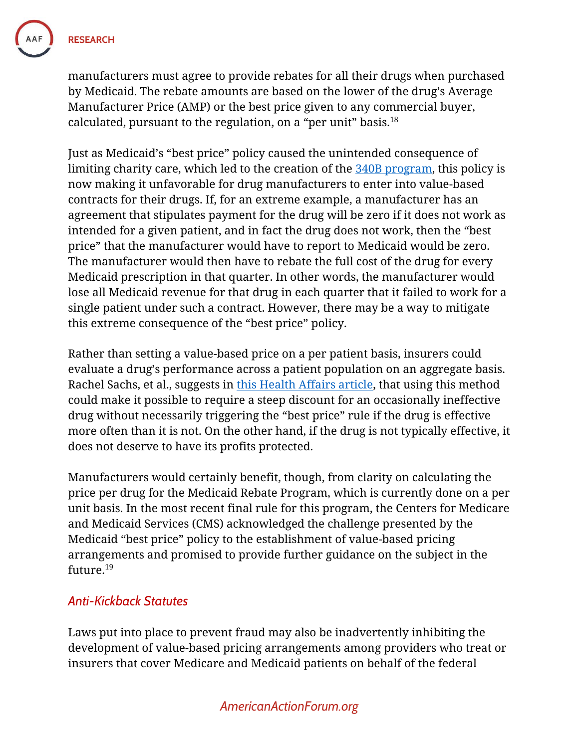manufacturers must agree to provide rebates for all their drugs when purchased by Medicaid. The rebate amounts are based on the lower of the drug's Average Manufacturer Price (AMP) or the best price given to any commercial buyer, calculated, pursuant to the regulation, on a "per unit" basis.[18]

Just as Medicaid's "best price" policy caused the unintended consequence of limiting charity care, which led to the creation of the 340B program, this policy is now making it unfavorable for drug manufacturers to enter into value-based contracts for their drugs. If, for an extreme example, a manufacturer has an agreement that stipulates payment for the drug will be zero if it does not work as intended for a given patient, and in fact the drug does not work, then the "best price" that the manufacturer would have to report to Medicaid would be zero. The manufacturer would then have to rebate the full cost of the drug for every Medicaid prescription in that quarter. In other words, the manufacturer would lose all Medicaid revenue for that drug in each quarter that it failed to work for a single patient under such a contract. However, there may be a way to mitigate this extreme consequence of the "best price" policy.

Rather than setting a value-based price on a per patient basis, insurers could evaluate a drug's performance across a patient population on an aggregate basis. Rachel Sachs, et al., suggests in this Health Affairs article, that using this method could make it possible to require a steep discount for an occasionally ineffective drug without necessarily triggering the "best price" rule if the drug is effective more often than it is not. On the other hand, if the drug is not typically effective, it does not deserve to have its profits protected.

Manufacturers would certainly benefit, though, from clarity on calculating the price per drug for the Medicaid Rebate Program, which is currently done on a per unit basis. In the most recent final rule for this program, the Centers for Medicare and Medicaid Services (CMS) acknowledged the challenge presented by the Medicaid "best price" policy to the establishment of value-based pricing arrangements and promised to provide further guidance on the subject in the future.[19]

### *Anti-Kickback Statutes*

Laws put into place to prevent fraud may also be inadvertently inhibiting the development of value-based pricing arrangements among providers who treat or insurers that cover Medicare and Medicaid patients on behalf of the federal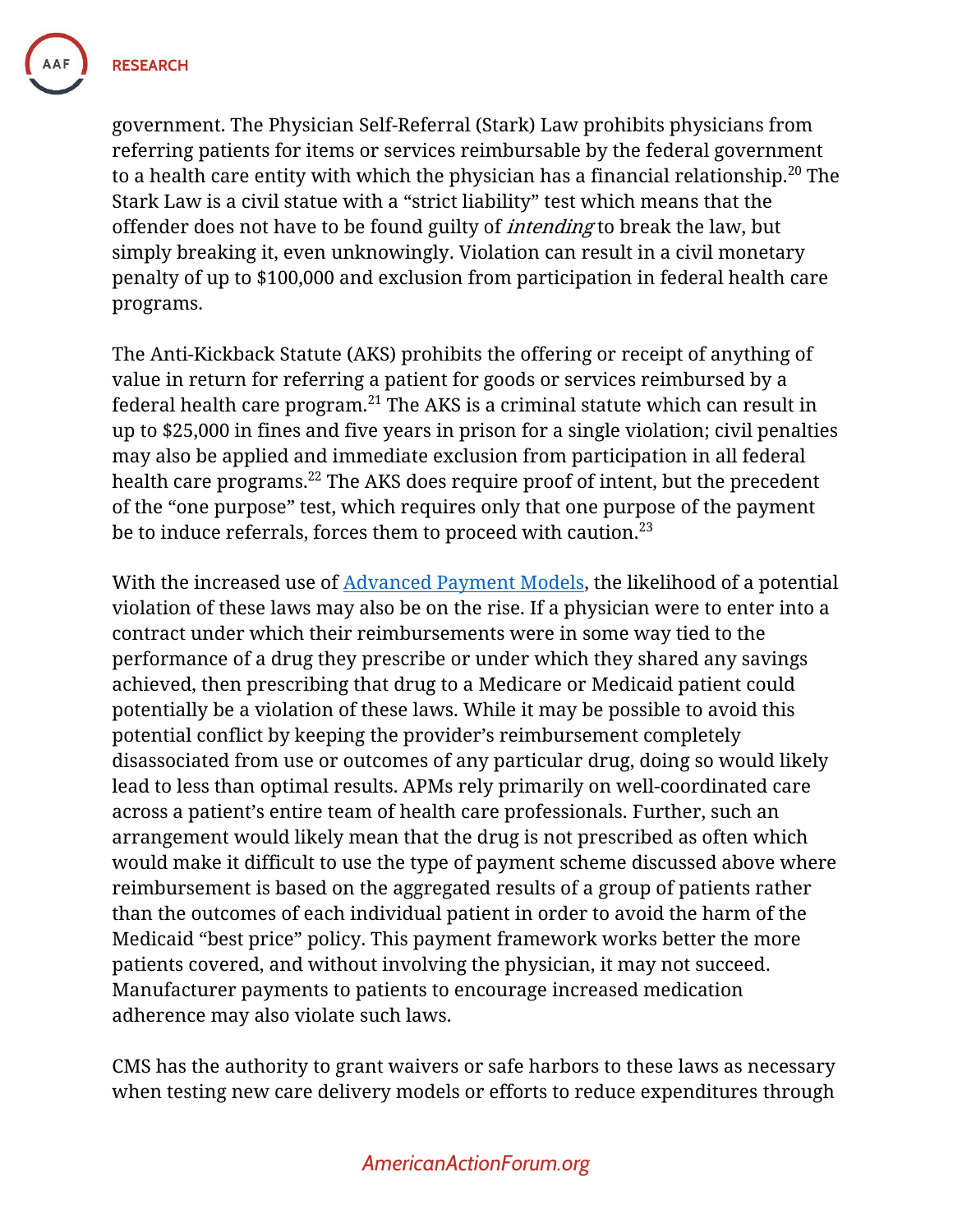government. The Physician Self-Referral (Stark) Law prohibits physicians from referring patients for items or services reimbursable by the federal government to a health care entity with which the physician has a financial relationship.[20] The Stark Law is a civil statue with a "strict liability" test which means that the offender does not have to be found guilty of *intending* to break the law, but simply breaking it, even unknowingly. Violation can result in a civil monetary penalty of up to $100,000 and exclusion from participation in federal health care programs.

The Anti-Kickback Statute (AKS) prohibits the offering or receipt of anything of value in return for referring a patient for goods or services reimbursed by a federal health care program.[21] The AKS is a criminal statute which can result in up to $25,000 in fines and five years in prison for a single violation; civil penalties may also be applied and immediate exclusion from participation in all federal health care programs.[22] The AKS does require proof of intent, but the precedent of the "one purpose" test, which requires only that one purpose of the payment be to induce referrals, forces them to proceed with caution.[23]

With the increased use of [Advanced Payment Models](), the likelihood of a potential violation of these laws may also be on the rise. If a physician were to enter into a contract under which their reimbursements were in some way tied to the performance of a drug they prescribe or under which they shared any savings achieved, then prescribing that drug to a Medicare or Medicaid patient could potentially be a violation of these laws. While it may be possible to avoid this potential conflict by keeping the provider's reimbursement completely disassociated from use or outcomes of any particular drug, doing so would likely lead to less than optimal results. APMs rely primarily on well-coordinated care across a patient's entire team of health care professionals. Further, such an arrangement would likely mean that the drug is not prescribed as often which would make it difficult to use the type of payment scheme discussed above where reimbursement is based on the aggregated results of a group of patients rather than the outcomes of each individual patient in order to avoid the harm of the Medicaid "best price" policy. This payment framework works better the more patients covered, and without involving the physician, it may not succeed. Manufacturer payments to patients to encourage increased medication adherence may also violate such laws.

CMS has the authority to grant waivers or safe harbors to these laws as necessary when testing new care delivery models or efforts to reduce expenditures through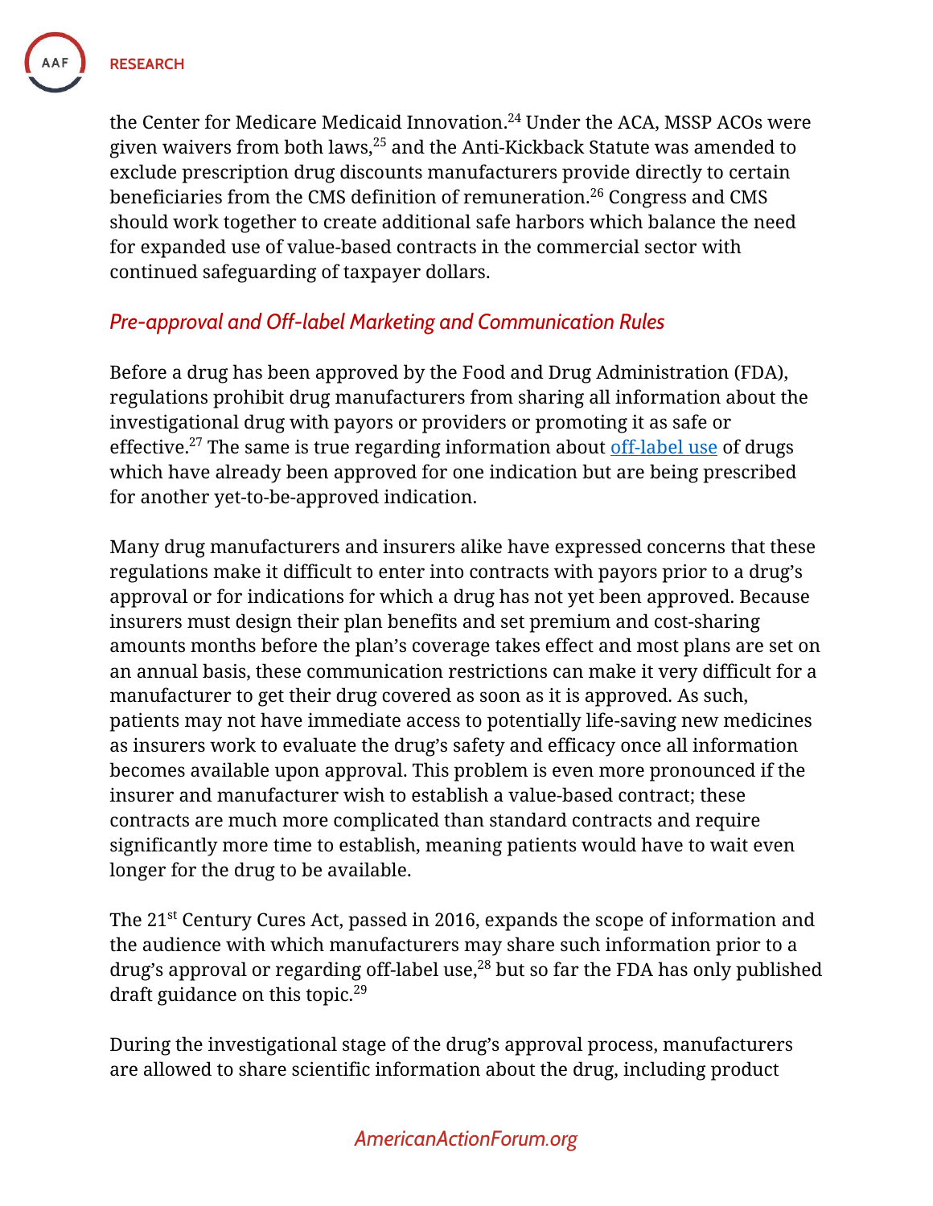the Center for Medicare Medicaid Innovation.[24] Under the ACA, MSSP ACOs were given waivers from both laws,[25] and the Anti-Kickback Statute was amended to exclude prescription drug discounts manufacturers provide directly to certain beneficiaries from the CMS definition of remuneration.[26] Congress and CMS should work together to create additional safe harbors which balance the need for expanded use of value-based contracts in the commercial sector with continued safeguarding of taxpayer dollars.

### *Pre-approval and Off-label Marketing and Communication Rules*

Before a drug has been approved by the Food and Drug Administration (FDA), regulations prohibit drug manufacturers from sharing all information about the investigational drug with payors or providers or promoting it as safe or effective.[27] The same is true regarding information about off-label use of drugs which have already been approved for one indication but are being prescribed for another yet-to-be-approved indication.

Many drug manufacturers and insurers alike have expressed concerns that these regulations make it difficult to enter into contracts with payors prior to a drug's approval or for indications for which a drug has not yet been approved. Because insurers must design their plan benefits and set premium and cost-sharing amounts months before the plan's coverage takes effect and most plans are set on an annual basis, these communication restrictions can make it very difficult for a manufacturer to get their drug covered as soon as it is approved. As such, patients may not have immediate access to potentially life-saving new medicines as insurers work to evaluate the drug's safety and efficacy once all information becomes available upon approval. This problem is even more pronounced if the insurer and manufacturer wish to establish a value-based contract; these contracts are much more complicated than standard contracts and require significantly more time to establish, meaning patients would have to wait even longer for the drug to be available.

The 21st Century Cures Act, passed in 2016, expands the scope of information and the audience with which manufacturers may share such information prior to a drug's approval or regarding off-label use,[28] but so far the FDA has only published draft guidance on this topic.[29]

During the investigational stage of the drug's approval process, manufacturers are allowed to share scientific information about the drug, including product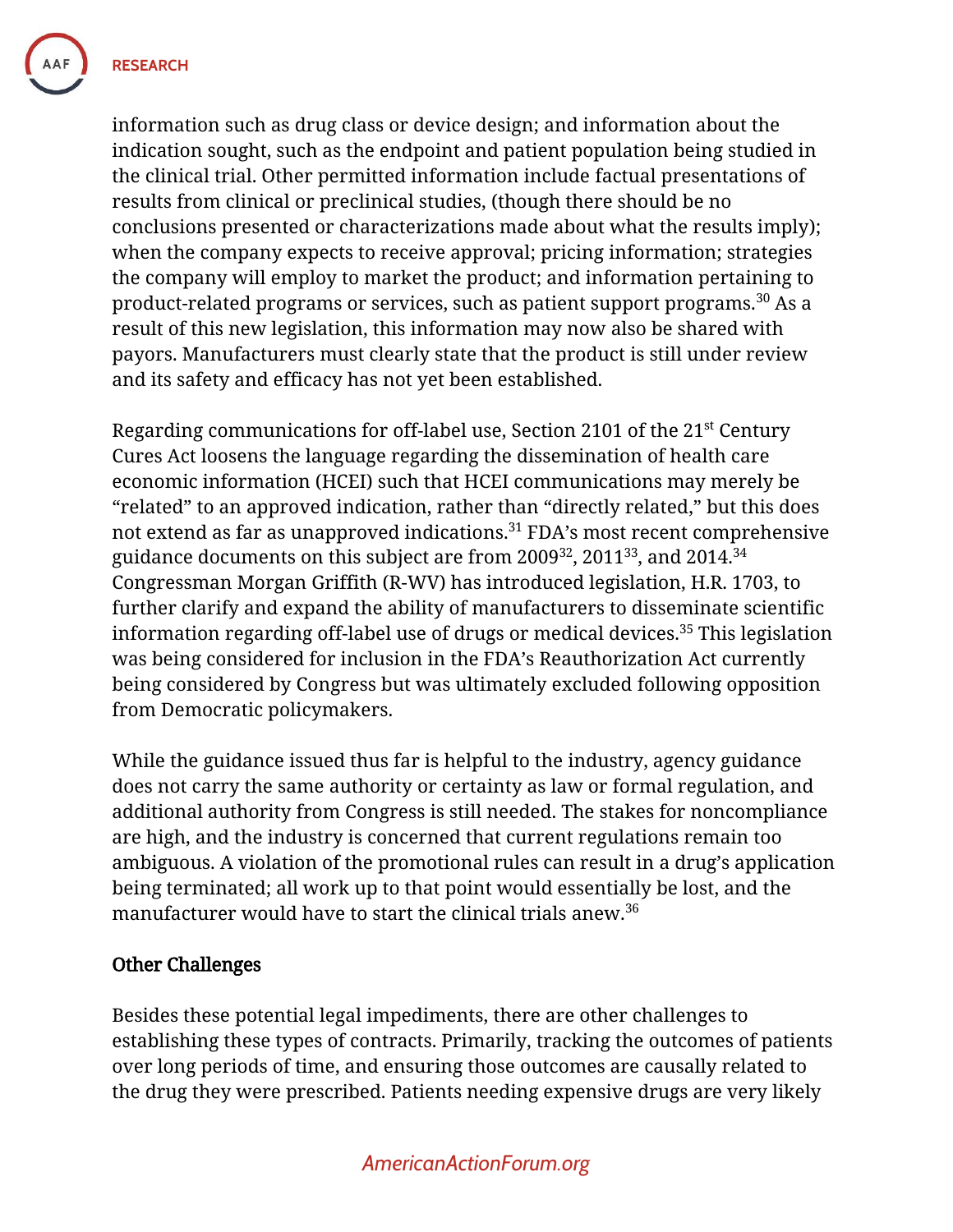information such as drug class or device design; and information about the indication sought, such as the endpoint and patient population being studied in the clinical trial. Other permitted information include factual presentations of results from clinical or preclinical studies, (though there should be no conclusions presented or characterizations made about what the results imply); when the company expects to receive approval; pricing information; strategies the company will employ to market the product; and information pertaining to product-related programs or services, such as patient support programs.[30] As a result of this new legislation, this information may now also be shared with payors. Manufacturers must clearly state that the product is still under review and its safety and efficacy has not yet been established.

Regarding communications for off-label use, Section 2101 of the 21st Century Cures Act loosens the language regarding the dissemination of health care economic information (HCEI) such that HCEI communications may merely be "related" to an approved indication, rather than "directly related," but this does not extend as far as unapproved indications.[31] FDA's most recent comprehensive guidance documents on this subject are from 2009[32], 2011[33], and 2014.[34] Congressman Morgan Griffith (R-WV) has introduced legislation, H.R. 1703, to further clarify and expand the ability of manufacturers to disseminate scientific information regarding off-label use of drugs or medical devices.[35] This legislation was being considered for inclusion in the FDA's Reauthorization Act currently being considered by Congress but was ultimately excluded following opposition from Democratic policymakers.

While the guidance issued thus far is helpful to the industry, agency guidance does not carry the same authority or certainty as law or formal regulation, and additional authority from Congress is still needed. The stakes for noncompliance are high, and the industry is concerned that current regulations remain too ambiguous. A violation of the promotional rules can result in a drug's application being terminated; all work up to that point would essentially be lost, and the manufacturer would have to start the clinical trials anew.[36]

### Other Challenges

Besides these potential legal impediments, there are other challenges to establishing these types of contracts. Primarily, tracking the outcomes of patients over long periods of time, and ensuring those outcomes are causally related to the drug they were prescribed. Patients needing expensive drugs are very likely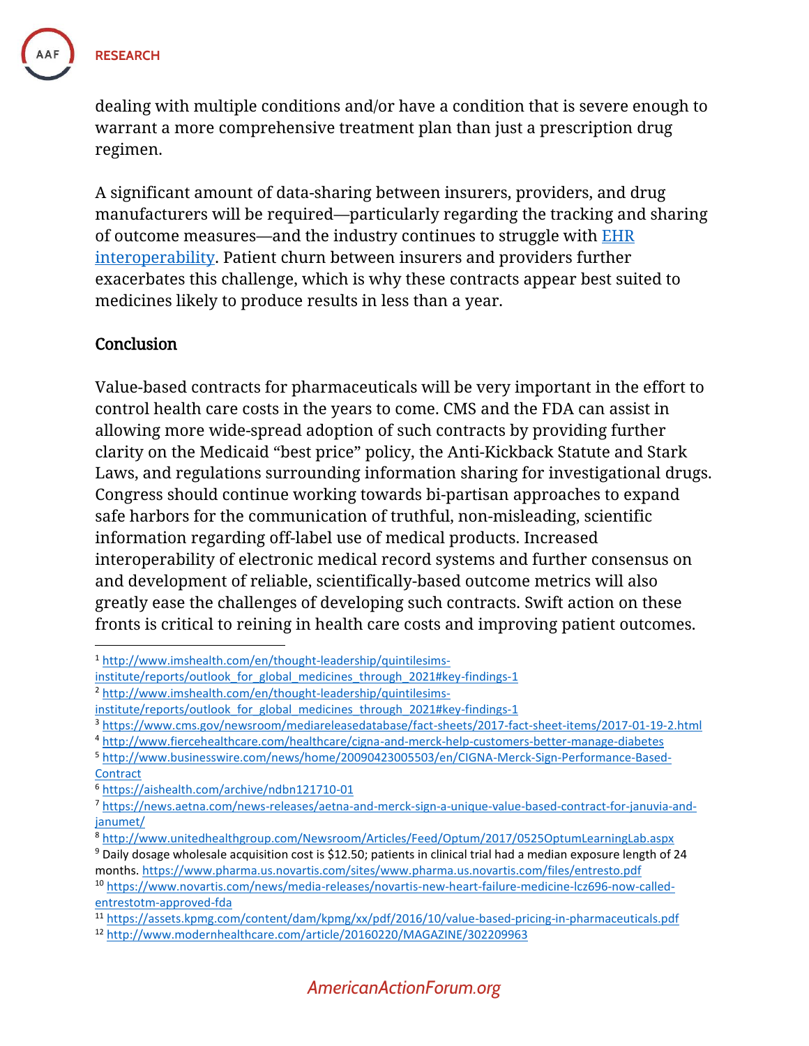dealing with multiple conditions and/or have a condition that is severe enough to warrant a more comprehensive treatment plan than just a prescription drug regimen.

A significant amount of data-sharing between insurers, providers, and drug manufacturers will be required—particularly regarding the tracking and sharing of outcome measures—and the industry continues to struggle with [EHR interoperability](). Patient churn between insurers and providers further exacerbates this challenge, which is why these contracts appear best suited to medicines likely to produce results in less than a year.

## Conclusion

Value-based contracts for pharmaceuticals will be very important in the effort to control health care costs in the years to come. CMS and the FDA can assist in allowing more wide-spread adoption of such contracts by providing further clarity on the Medicaid "best price" policy, the Anti-Kickback Statute and Stark Laws, and regulations surrounding information sharing for investigational drugs. Congress should continue working towards bi-partisan approaches to expand safe harbors for the communication of truthful, non-misleading, scientific information regarding off-label use of medical products. Increased interoperability of electronic medical record systems and further consensus on and development of reliable, scientifically-based outcome metrics will also greatly ease the challenges of developing such contracts. Swift action on these fronts is critical to reining in health care costs and improving patient outcomes.

---

[1] http://www.imshealth.com/en/thought-leadership/quintilesims-institute/reports/outlook_for_global_medicines_through_2021#key-findings-1

[2] http://www.imshealth.com/en/thought-leadership/quintilesims-institute/reports/outlook_for_global_medicines_through_2021#key-findings-1

[3] https://www.cms.gov/newsroom/mediareleasedatabase/fact-sheets/2017-fact-sheet-items/2017-01-19-2.html

[4] http://www.fiercehealthcare.com/healthcare/cigna-and-merck-help-customers-better-manage-diabetes

[5] http://www.businesswire.com/news/home/20090423005503/en/CIGNA-Merck-Sign-Performance-Based-Contract

[6] https://aishealth.com/archive/ndbn121710-01

[7] https://news.aetna.com/news-releases/aetna-and-merck-sign-a-unique-value-based-contract-for-januvia-and-janumet/

[8] http://www.unitedhealthgroup.com/Newsroom/Articles/Feed/Optum/2017/0525OptumLearningLab.aspx

[9] Daily dosage wholesale acquisition cost is $12.50; patients in clinical trial had a median exposure length of 24 months. https://www.pharma.us.novartis.com/sites/www.pharma.us.novartis.com/files/entresto.pdf

[10] https://www.novartis.com/news/media-releases/novartis-new-heart-failure-medicine-lcz696-now-called-entrestotm-approved-fda

[11] https://assets.kpmg.com/content/dam/kpmg/xx/pdf/2016/10/value-based-pricing-in-pharmaceuticals.pdf

[12] http://www.modernhealthcare.com/article/20160220/MAGAZINE/302209963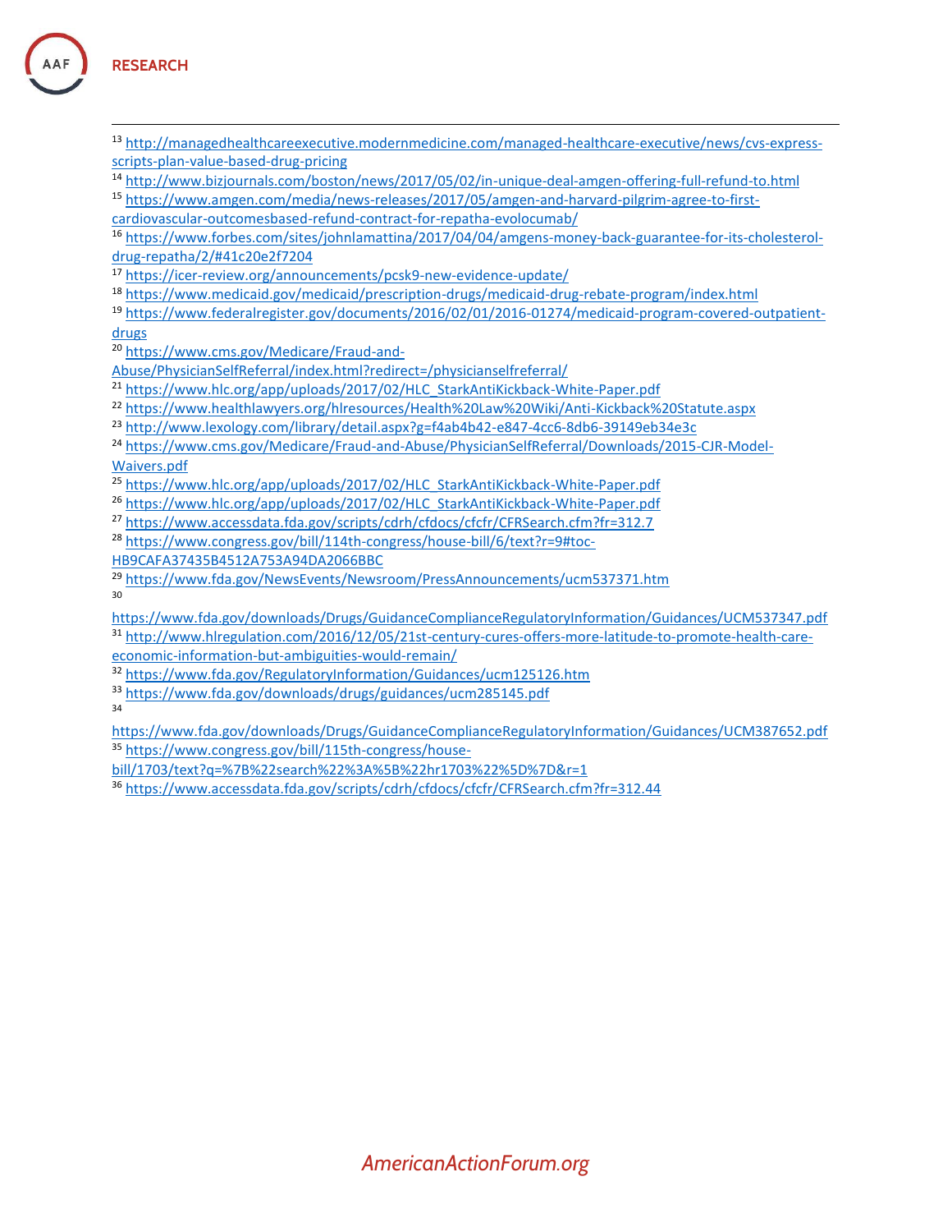[13] http://managedhealthcareexecutive.modernmedicine.com/managed-healthcare-executive/news/cvs-express-scripts-plan-value-based-drug-pricing

[14] http://www.bizjournals.com/boston/news/2017/05/02/in-unique-deal-amgen-offering-full-refund-to.html

[15] https://www.amgen.com/media/news-releases/2017/05/amgen-and-harvard-pilgrim-agree-to-first-cardiovascular-outcomesbased-refund-contract-for-repatha-evolocumab/

[16] https://www.forbes.com/sites/johnlamattina/2017/04/04/amgens-money-back-guarantee-for-its-cholesterol-drug-repatha/2/#41c20e2f7204

[17] https://icer-review.org/announcements/pcsk9-new-evidence-update/

[18] https://www.medicaid.gov/medicaid/prescription-drugs/medicaid-drug-rebate-program/index.html

[19] https://www.federalregister.gov/documents/2016/02/01/2016-01274/medicaid-program-covered-outpatient-drugs

[20] https://www.cms.gov/Medicare/Fraud-and-Abuse/PhysicianSelfReferral/index.html?redirect=/physicianselfreferral/

[21] https://www.hlc.org/app/uploads/2017/02/HLC_StarkAntiKickback-White-Paper.pdf

[22] https://www.healthlawyers.org/hlresources/Health%20Law%20Wiki/Anti-Kickback%20Statute.aspx

[23] http://www.lexology.com/library/detail.aspx?g=f4ab4b42-e847-4cc6-8db6-39149eb34e3c

[24] https://www.cms.gov/Medicare/Fraud-and-Abuse/PhysicianSelfReferral/Downloads/2015-CJR-Model-Waivers.pdf

[25] https://www.hlc.org/app/uploads/2017/02/HLC_StarkAntiKickback-White-Paper.pdf

[26] https://www.hlc.org/app/uploads/2017/02/HLC_StarkAntiKickback-White-Paper.pdf

[27] https://www.accessdata.fda.gov/scripts/cdrh/cfdocs/cfcfr/CFRSearch.cfm?fr=312.7

[28] https://www.congress.gov/bill/114th-congress/house-bill/6/text?r=9#toc-HB9CAFA37435B4512A753A94DA2066BBC

[29] https://www.fda.gov/NewsEvents/Newsroom/PressAnnouncements/ucm537371.htm

[30] https://www.fda.gov/downloads/Drugs/GuidanceComplianceRegulatoryInformation/Guidances/UCM537347.pdf

[31] http://www.hlregulation.com/2016/12/05/21st-century-cures-offers-more-latitude-to-promote-health-care-economic-information-but-ambiguities-would-remain/

[32] https://www.fda.gov/RegulatoryInformation/Guidances/ucm125126.htm

[33] https://www.fda.gov/downloads/drugs/guidances/ucm285145.pdf

[34] https://www.fda.gov/downloads/Drugs/GuidanceComplianceRegulatoryInformation/Guidances/UCM387652.pdf

[35] https://www.congress.gov/bill/115th-congress/house-bill/1703/text?q=%7B%22search%22%3A%5B%22hr1703%22%5D%7D&r=1

[36] https://www.accessdata.fda.gov/scripts/cdrh/cfdocs/cfcfr/CFRSearch.cfm?fr=312.44